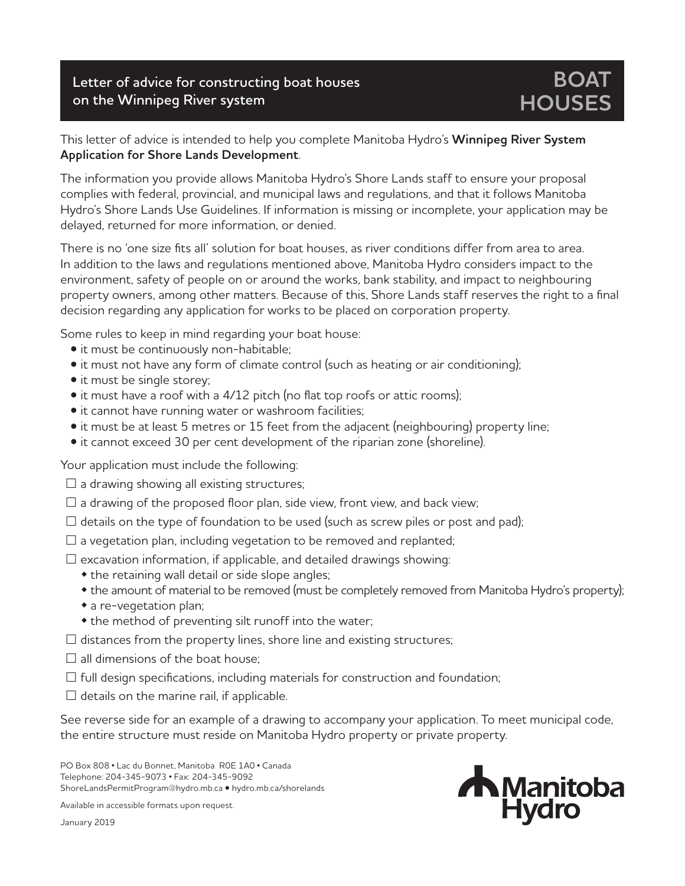# Letter of advice for constructing boat houses on the Winnipeg River system

# BOAT HOUSES

This letter of advice is intended to help you complete Manitoba Hydro's **Winnipeg River System Application for Shore Lands Development**.

The information you provide allows Manitoba Hydro's Shore Lands staff to ensure your proposal complies with federal, provincial, and municipal laws and regulations, and that it follows Manitoba Hydro's Shore Lands Use Guidelines. If information is missing or incomplete, your application may be delayed, returned for more information, or denied.

There is no 'one size fits all' solution for boat houses, as river conditions differ from area to area. In addition to the laws and regulations mentioned above, Manitoba Hydro considers impact to the environment, safety of people on or around the works, bank stability, and impact to neighbouring property owners, among other matters. Because of this, Shore Lands staff reserves the right to a final decision regarding any application for works to be placed on corporation property.

Some rules to keep in mind regarding your boat house:

- it must be continuously non-habitable;
- it must not have any form of climate control (such as heating or air conditioning);
- it must be single storey;
- it must have a roof with a 4/12 pitch (no flat top roofs or attic rooms);
- it cannot have running water or washroom facilities;
- it must be at least 5 metres or 15 feet from the adjacent (neighbouring) property line;
- it cannot exceed 30 per cent development of the riparian zone (shoreline).

Your application must include the following:

- ☐ a drawing showing all existing structures;
- ☐ a drawing of the proposed floor plan, side view, front view, and back view;
- ☐ details on the type of foundation to be used (such as screw piles or post and pad);
- ☐ a vegetation plan, including vegetation to be removed and replanted;
- ☐ excavation information, if applicable, and detailed drawings showing:
  - the retaining wall detail or side slope angles;
  - the amount of material to be removed (must be completely removed from Manitoba Hydro's property);
  - a re-vegetation plan;
  - the method of preventing silt runoff into the water;
- ☐ distances from the property lines, shore line and existing structures;
- ☐ all dimensions of the boat house;
- ☐ full design specifications, including materials for construction and foundation;
- ☐ details on the marine rail, if applicable.

See reverse side for an example of a drawing to accompany your application. To meet municipal code, the entire structure must reside on Manitoba Hydro property or private property.

PO Box 808 • Lac du Bonnet, Manitoba R0E 1A0 • Canada
Telephone: 204-345-9073 • Fax: 204-345-9092
ShoreLandsPermitProgram@hydro.mb.ca • hydro.mb.ca/shorelands

Available in accessible formats upon request.

January 2019

Manitoba Hydro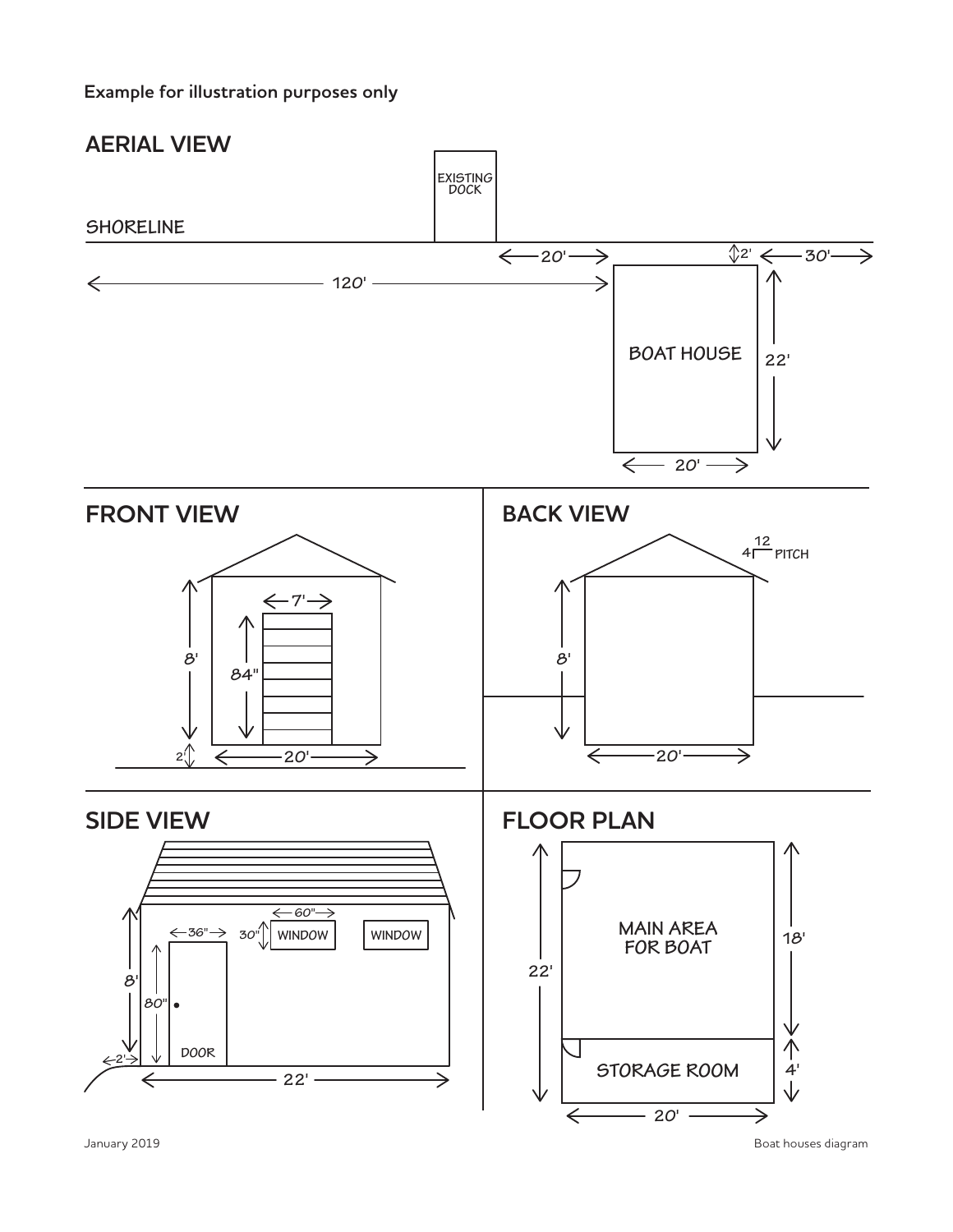Example for illustration purposes only

## AERIAL VIEW

EXISTING DOCK

SHORELINE

20'

2'

30'

120'

BOAT HOUSE

22'

20'

## FRONT VIEW

7'

8'

84"

2'

20'

## BACK VIEW

4 12 PITCH

8'

20'

## SIDE VIEW

60"

36"

30"

WINDOW

WINDOW

8'

80"

DOOR

2'

22'

## FLOOR PLAN

MAIN AREA FOR BOAT

22'

18'

STORAGE ROOM

4'

20'

January 2019

Boat houses diagram